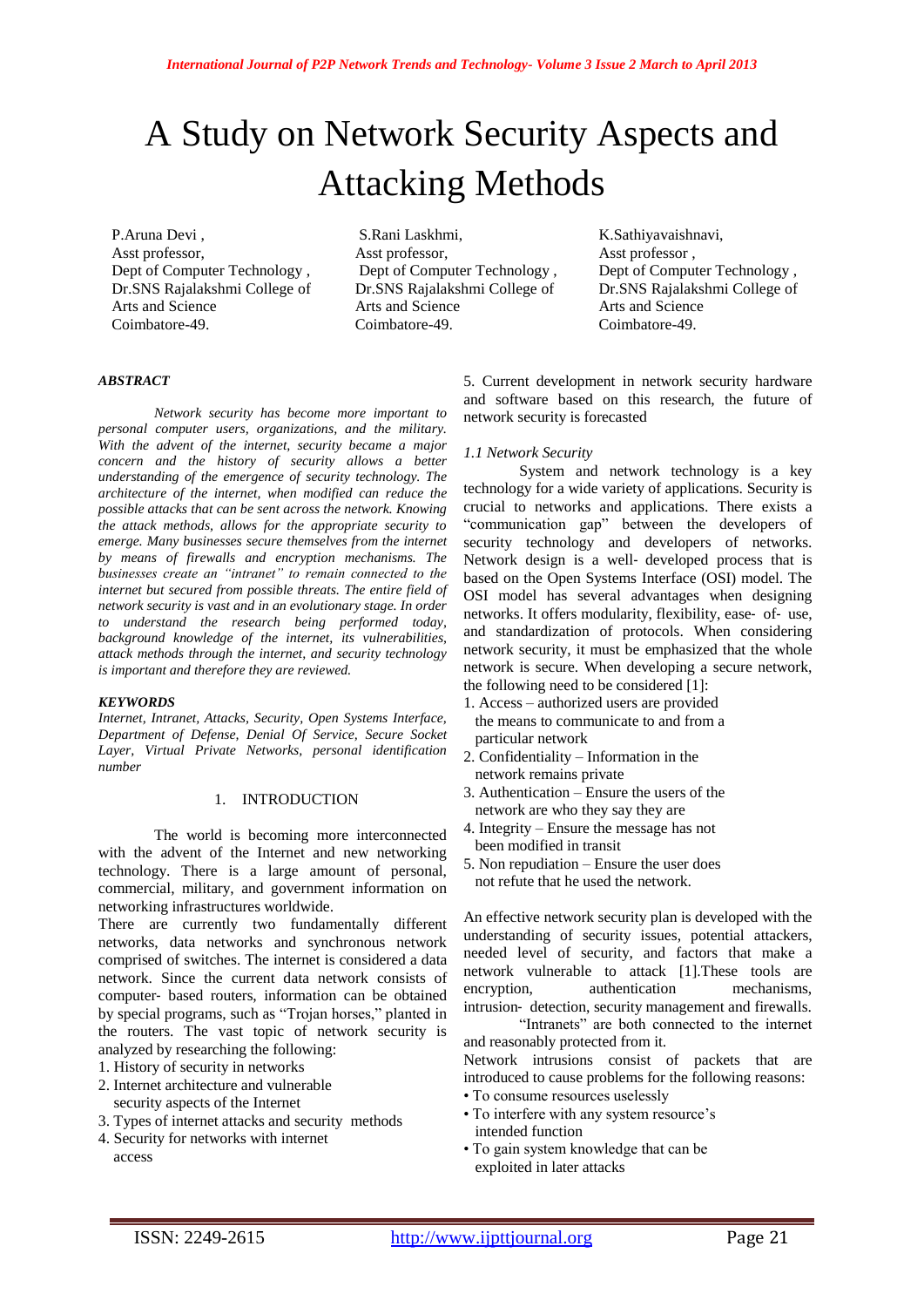# A Study on Network Security Aspects and Attacking Methods

P.Aruna Devi ,
Asst professor,
Dept of Computer Technology ,
Dr.SNS Rajalakshmi College of Arts and Science
Coimbatore-49.

S.Rani Laskhmi,
Asst professor,
Dept of Computer Technology ,
Dr.SNS Rajalakshmi College of Arts and Science
Coimbatore-49.

K.Sathiyavaishnavi,
Asst professor ,
Dept of Computer Technology ,
Dr.SNS Rajalakshmi College of Arts and Science
Coimbatore-49.

***ABSTRACT***

*Network security has become more important to personal computer users, organizations, and the military. With the advent of the internet, security became a major concern and the history of security allows a better understanding of the emergence of security technology. The architecture of the internet, when modified can reduce the possible attacks that can be sent across the network. Knowing the attack methods, allows for the appropriate security to emerge. Many businesses secure themselves from the internet by means of firewalls and encryption mechanisms. The businesses create an "intranet" to remain connected to the internet but secured from possible threats. The entire field of network security is vast and in an evolutionary stage. In order to understand the research being performed today, background knowledge of the internet, its vulnerabilities, attack methods through the internet, and security technology is important and therefore they are reviewed.*

***KEYWORDS***

*Internet, Intranet, Attacks, Security, Open Systems Interface, Department of Defense, Denial Of Service, Secure Socket Layer, Virtual Private Networks, personal identification number*

## 1. INTRODUCTION

The world is becoming more interconnected with the advent of the Internet and new networking technology. There is a large amount of personal, commercial, military, and government information on networking infrastructures worldwide.

There are currently two fundamentally different networks, data networks and synchronous network comprised of switches. The internet is considered a data network. Since the current data network consists of computer- based routers, information can be obtained by special programs, such as "Trojan horses," planted in the routers. The vast topic of network security is analyzed by researching the following:

1. History of security in networks
2. Internet architecture and vulnerable security aspects of the Internet
3. Types of internet attacks and security methods
4. Security for networks with internet access
5. Current development in network security hardware and software based on this research, the future of network security is forecasted

### *1.1 Network Security*

System and network technology is a key technology for a wide variety of applications. Security is crucial to networks and applications. There exists a "communication gap" between the developers of security technology and developers of networks. Network design is a well- developed process that is based on the Open Systems Interface (OSI) model. The OSI model has several advantages when designing networks. It offers modularity, flexibility, ease- of- use, and standardization of protocols. When considering network security, it must be emphasized that the whole network is secure. When developing a secure network, the following need to be considered [1]:

1. Access – authorized users are provided the means to communicate to and from a particular network
2. Confidentiality – Information in the network remains private
3. Authentication – Ensure the users of the network are who they say they are
4. Integrity – Ensure the message has not been modified in transit
5. Non repudiation – Ensure the user does not refute that he used the network.

An effective network security plan is developed with the understanding of security issues, potential attackers, needed level of security, and factors that make a network vulnerable to attack [1].These tools are encryption, authentication mechanisms, intrusion- detection, security management and firewalls.

"Intranets" are both connected to the internet and reasonably protected from it.

Network intrusions consist of packets that are introduced to cause problems for the following reasons:

- To consume resources uselessly
- To interfere with any system resource's intended function
- To gain system knowledge that can be exploited in later attacks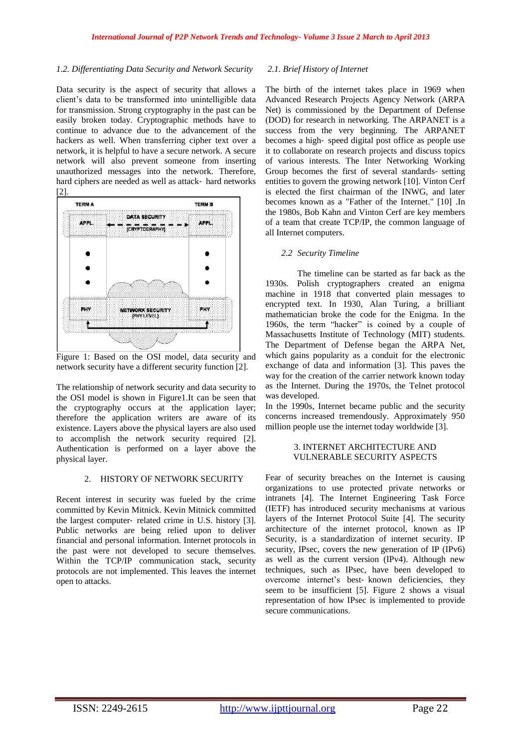*1.2. Differentiating Data Security and Network Security*

Data security is the aspect of security that allows a client's data to be transformed into unintelligible data for transmission. Strong cryptography in the past can be easily broken today. Cryptographic methods have to continue to advance due to the advancement of the hackers as well. When transferring cipher text over a network, it is helpful to have a secure network. A secure network will also prevent someone from inserting unauthorized messages into the network. Therefore, hard ciphers are needed as well as attack‐ hard networks [2].

Figure 1: Based on the OSI model, data security and network security have a different security function [2].

The relationship of network security and data security to the OSI model is shown in Figure1.It can be seen that the cryptography occurs at the application layer; therefore the application writers are aware of its existence. Layers above the physical layers are also used to accomplish the network security required [2]. Authentication is performed on a layer above the physical layer.

## 2. HISTORY OF NETWORK SECURITY

Recent interest in security was fueled by the crime committed by Kevin Mitnick. Kevin Mitnick committed the largest computer‐ related crime in U.S. history [3]. Public networks are being relied upon to deliver financial and personal information. Internet protocols in the past were not developed to secure themselves. Within the TCP/IP communication stack, security protocols are not implemented. This leaves the internet open to attacks.

*2.1. Brief History of Internet*

The birth of the internet takes place in 1969 when Advanced Research Projects Agency Network (ARPA Net) is commissioned by the Department of Defense (DOD) for research in networking. The ARPANET is a success from the very beginning. The ARPANET becomes a high‐ speed digital post office as people use it to collaborate on research projects and discuss topics of various interests. The Inter Networking Working Group becomes the first of several standards‐ setting entities to govern the growing network [10]. Vinton Cerf is elected the first chairman of the INWG, and later becomes known as a "Father of the Internet." [10] .In the 1980s, Bob Kahn and Vinton Cerf are key members of a team that create TCP/IP, the common language of all Internet computers.

*2.2 Security Timeline*

The timeline can be started as far back as the 1930s. Polish cryptographers created an enigma machine in 1918 that converted plain messages to encrypted text. In 1930, Alan Turing, a brilliant mathematician broke the code for the Enigma. In the 1960s, the term "hacker" is coined by a couple of Massachusetts Institute of Technology (MIT) students. The Department of Defense began the ARPA Net, which gains popularity as a conduit for the electronic exchange of data and information [3]. This paves the way for the creation of the carrier network known today as the Internet. During the 1970s, the Telnet protocol was developed.

In the 1990s, Internet became public and the security concerns increased tremendously. Approximately 950 million people use the internet today worldwide [3].

## 3. INTERNET ARCHITECTURE AND VULNERABLE SECURITY ASPECTS

Fear of security breaches on the Internet is causing organizations to use protected private networks or intranets [4]. The Internet Engineering Task Force (IETF) has introduced security mechanisms at various layers of the Internet Protocol Suite [4]. The security architecture of the internet protocol, known as IP Security, is a standardization of internet security. IP security, IPsec, covers the new generation of IP (IPv6) as well as the current version (IPv4). Although new techniques, such as IPsec, have been developed to overcome internet's best‐ known deficiencies, they seem to be insufficient [5]. Figure 2 shows a visual representation of how IPsec is implemented to provide secure communications.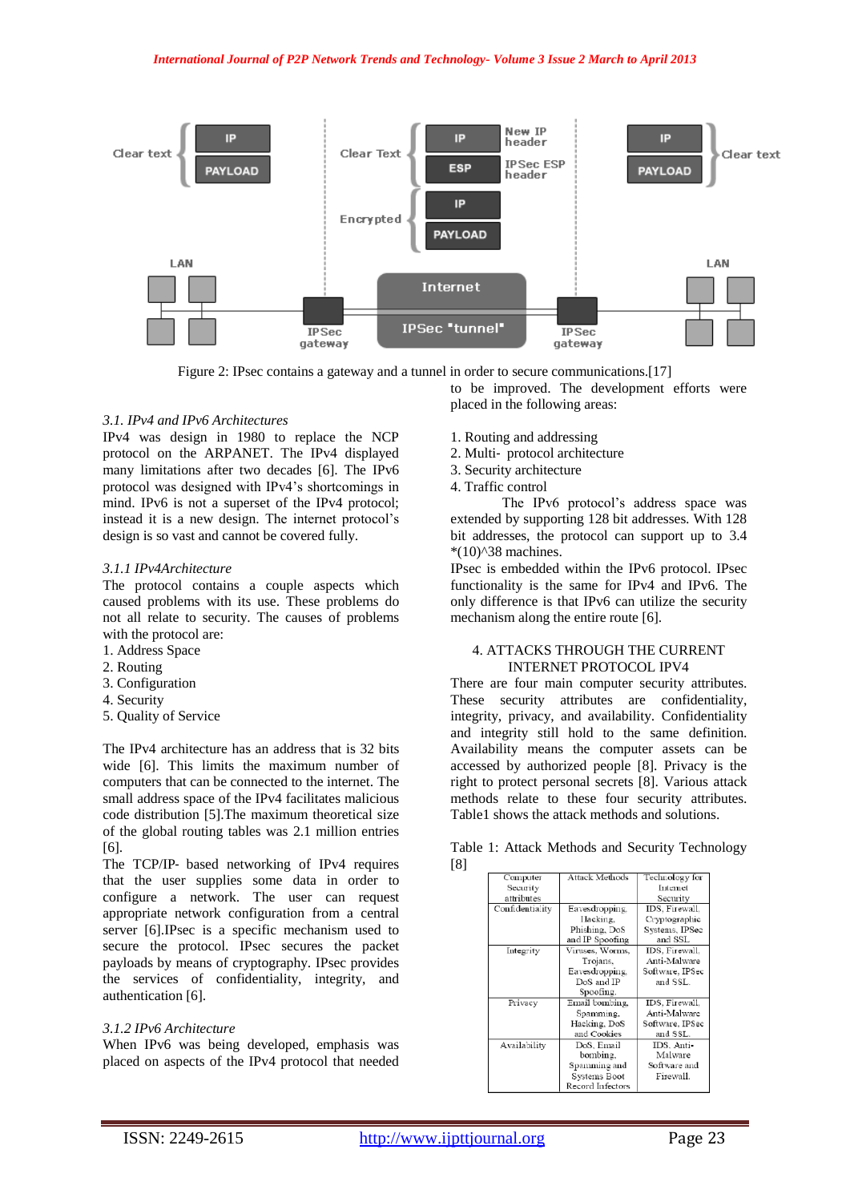Figure 2: IPsec contains a gateway and a tunnel in order to secure communications.[17]

### 3.1. IPv4 and IPv6 Architectures

IPv4 was design in 1980 to replace the NCP protocol on the ARPANET. The IPv4 displayed many limitations after two decades [6]. The IPv6 protocol was designed with IPv4's shortcomings in mind. IPv6 is not a superset of the IPv4 protocol; instead it is a new design. The internet protocol's design is so vast and cannot be covered fully.

#### 3.1.1 IPv4Architecture

The protocol contains a couple aspects which caused problems with its use. These problems do not all relate to security. The causes of problems with the protocol are:

1. Address Space
2. Routing
3. Configuration
4. Security
5. Quality of Service

The IPv4 architecture has an address that is 32 bits wide [6]. This limits the maximum number of computers that can be connected to the internet. The small address space of the IPv4 facilitates malicious code distribution [5].The maximum theoretical size of the global routing tables was 2.1 million entries [6].

The TCP/IP- based networking of IPv4 requires that the user supplies some data in order to configure a network. The user can request appropriate network configuration from a central server [6].IPsec is a specific mechanism used to secure the protocol. IPsec secures the packet payloads by means of cryptography. IPsec provides the services of confidentiality, integrity, and authentication [6].

#### 3.1.2 IPv6 Architecture

When IPv6 was being developed, emphasis was placed on aspects of the IPv4 protocol that needed to be improved. The development efforts were placed in the following areas:

1. Routing and addressing
2. Multi- protocol architecture
3. Security architecture
4. Traffic control

The IPv6 protocol's address space was extended by supporting 128 bit addresses. With 128 bit addresses, the protocol can support up to 3.4 *(10)^38 machines.

IPsec is embedded within the IPv6 protocol. IPsec functionality is the same for IPv4 and IPv6. The only difference is that IPv6 can utilize the security mechanism along the entire route [6].

## 4. ATTACKS THROUGH THE CURRENT INTERNET PROTOCOL IPV4

There are four main computer security attributes. These security attributes are confidentiality, integrity, privacy, and availability. Confidentiality and integrity still hold to the same definition. Availability means the computer assets can be accessed by authorized people [8]. Privacy is the right to protect personal secrets [8]. Various attack methods relate to these four security attributes. Table1 shows the attack methods and solutions.

Table 1: Attack Methods and Security Technology [8]

| Computer Security attributes | Attack Methods | Technology for Internet Security |
|---|---|---|
| Confidentiality | Eavesdropping, Hacking, Phishing, DoS and IP Spoofing | IDS, Firewall, Cryptographic Systems, IPSec and SSL |
| Integrity | Viruses, Worms, Trojans, Eavesdropping, DoS and IP Spoofing. | IDS, Firewall, Anti-Malware Software, IPSec and SSL. |
| Privacy | Email bombing, Spamming, Hacking, DoS and Cookies | IDS, Firewall, Anti-Malware Software, IPSec and SSL. |
| Availability | DoS, Email bombing, Spamming and Systems Boot Record Infectors | IDS, Anti-Malware Software and Firewall. |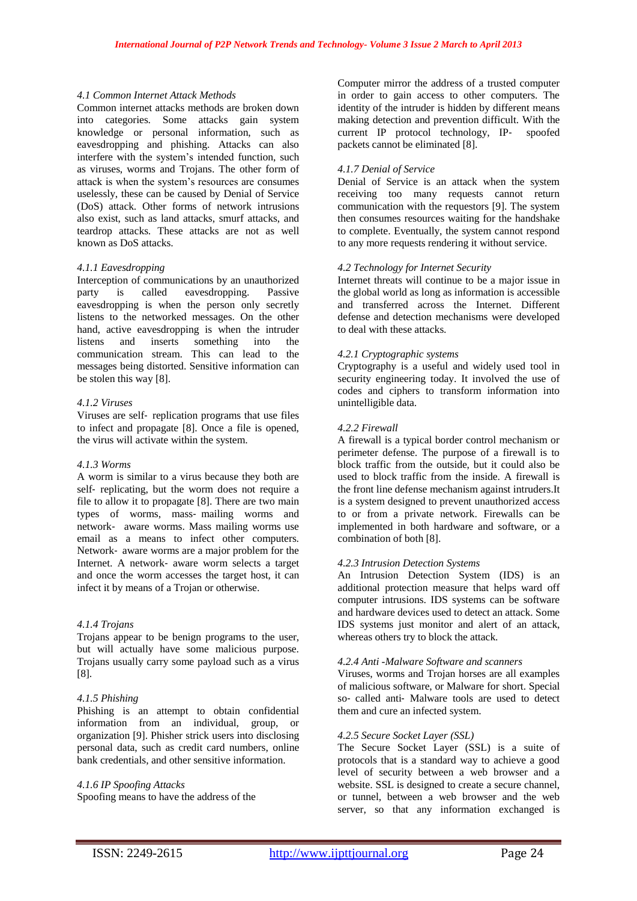### *4.1 Common Internet Attack Methods*

Common internet attacks methods are broken down into categories. Some attacks gain system knowledge or personal information, such as eavesdropping and phishing. Attacks can also interfere with the system's intended function, such as viruses, worms and Trojans. The other form of attack is when the system's resources are consumes uselessly, these can be caused by Denial of Service (DoS) attack. Other forms of network intrusions also exist, such as land attacks, smurf attacks, and teardrop attacks. These attacks are not as well known as DoS attacks.

#### *4.1.1 Eavesdropping*

Interception of communications by an unauthorized party is called eavesdropping. Passive eavesdropping is when the person only secretly listens to the networked messages. On the other hand, active eavesdropping is when the intruder listens and inserts something into the communication stream. This can lead to the messages being distorted. Sensitive information can be stolen this way [8].

#### *4.1.2 Viruses*

Viruses are self- replication programs that use files to infect and propagate [8]. Once a file is opened, the virus will activate within the system.

#### *4.1.3 Worms*

A worm is similar to a virus because they both are self- replicating, but the worm does not require a file to allow it to propagate [8]. There are two main types of worms, mass- mailing worms and network- aware worms. Mass mailing worms use email as a means to infect other computers. Network- aware worms are a major problem for the Internet. A network- aware worm selects a target and once the worm accesses the target host, it can infect it by means of a Trojan or otherwise.

#### *4.1.4 Trojans*

Trojans appear to be benign programs to the user, but will actually have some malicious purpose. Trojans usually carry some payload such as a virus [8].

#### *4.1.5 Phishing*

Phishing is an attempt to obtain confidential information from an individual, group, or organization [9]. Phisher strick users into disclosing personal data, such as credit card numbers, online bank credentials, and other sensitive information.

#### *4.1.6 IP Spoofing Attacks*

Spoofing means to have the address of the Computer mirror the address of a trusted computer in order to gain access to other computers. The identity of the intruder is hidden by different means making detection and prevention difficult. With the current IP protocol technology, IP- spoofed packets cannot be eliminated [8].

#### *4.1.7 Denial of Service*

Denial of Service is an attack when the system receiving too many requests cannot return communication with the requestors [9]. The system then consumes resources waiting for the handshake to complete. Eventually, the system cannot respond to any more requests rendering it without service.

### *4.2 Technology for Internet Security*

Internet threats will continue to be a major issue in the global world as long as information is accessible and transferred across the Internet. Different defense and detection mechanisms were developed to deal with these attacks.

#### *4.2.1 Cryptographic systems*

Cryptography is a useful and widely used tool in security engineering today. It involved the use of codes and ciphers to transform information into unintelligible data.

#### *4.2.2 Firewall*

A firewall is a typical border control mechanism or perimeter defense. The purpose of a firewall is to block traffic from the outside, but it could also be used to block traffic from the inside. A firewall is the front line defense mechanism against intruders.It is a system designed to prevent unauthorized access to or from a private network. Firewalls can be implemented in both hardware and software, or a combination of both [8].

#### *4.2.3 Intrusion Detection Systems*

An Intrusion Detection System (IDS) is an additional protection measure that helps ward off computer intrusions. IDS systems can be software and hardware devices used to detect an attack. Some IDS systems just monitor and alert of an attack, whereas others try to block the attack.

#### *4.2.4 Anti -Malware Software and scanners*

Viruses, worms and Trojan horses are all examples of malicious software, or Malware for short. Special so- called anti- Malware tools are used to detect them and cure an infected system.

#### *4.2.5 Secure Socket Layer (SSL)*

The Secure Socket Layer (SSL) is a suite of protocols that is a standard way to achieve a good level of security between a web browser and a website. SSL is designed to create a secure channel, or tunnel, between a web browser and the web server, so that any information exchanged is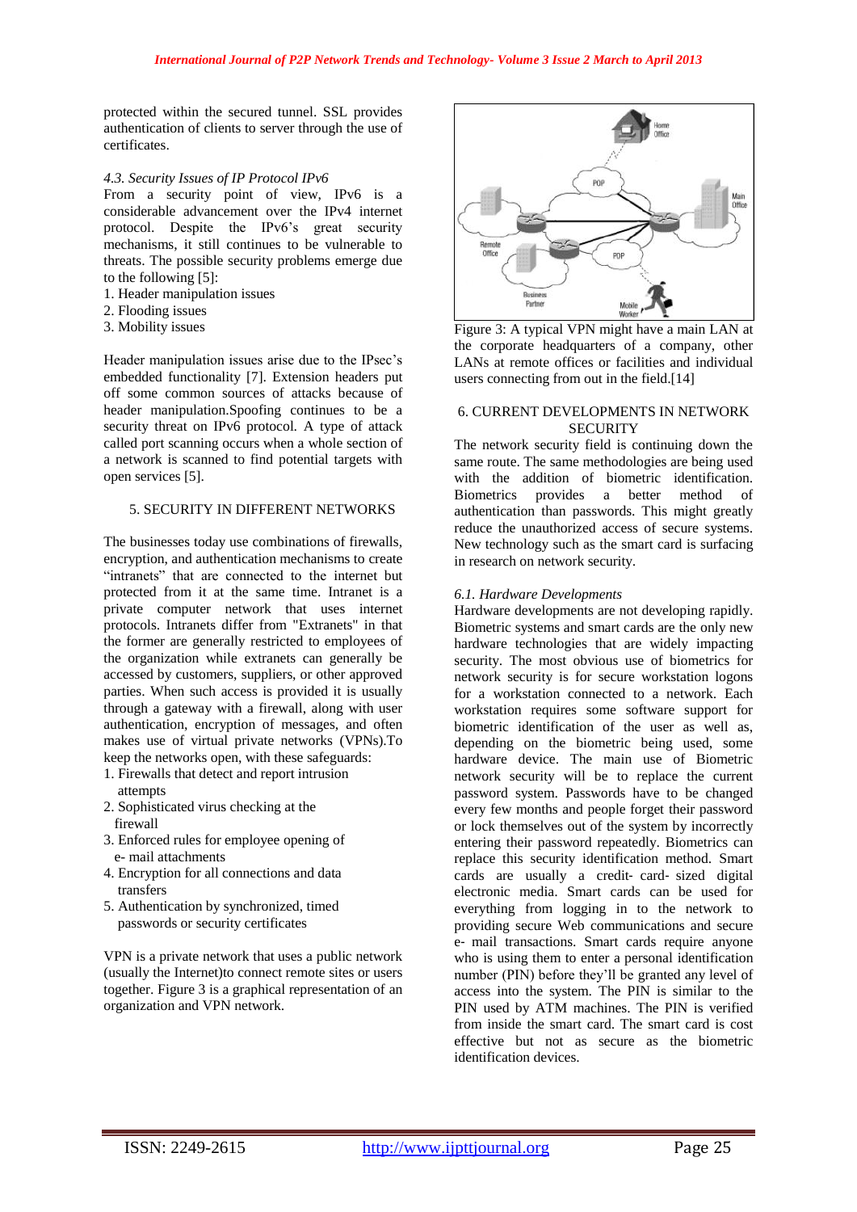protected within the secured tunnel. SSL provides authentication of clients to server through the use of certificates.

### *4.3. Security Issues of IP Protocol IPv6*

From a security point of view, IPv6 is a considerable advancement over the IPv4 internet protocol. Despite the IPv6's great security mechanisms, it still continues to be vulnerable to threats. The possible security problems emerge due to the following [5]:

1. Header manipulation issues
2. Flooding issues
3. Mobility issues

Header manipulation issues arise due to the IPsec's embedded functionality [7]. Extension headers put off some common sources of attacks because of header manipulation.Spoofing continues to be a security threat on IPv6 protocol. A type of attack called port scanning occurs when a whole section of a network is scanned to find potential targets with open services [5].

## 5. SECURITY IN DIFFERENT NETWORKS

The businesses today use combinations of firewalls, encryption, and authentication mechanisms to create "intranets" that are connected to the internet but protected from it at the same time. Intranet is a private computer network that uses internet protocols. Intranets differ from "Extranets" in that the former are generally restricted to employees of the organization while extranets can generally be accessed by customers, suppliers, or other approved parties. When such access is provided it is usually through a gateway with a firewall, along with user authentication, encryption of messages, and often makes use of virtual private networks (VPNs).To keep the networks open, with these safeguards:

1. Firewalls that detect and report intrusion attempts
2. Sophisticated virus checking at the firewall
3. Enforced rules for employee opening of e- mail attachments
4. Encryption for all connections and data transfers
5. Authentication by synchronized, timed passwords or security certificates

VPN is a private network that uses a public network (usually the Internet)to connect remote sites or users together. Figure 3 is a graphical representation of an organization and VPN network.

Figure 3: A typical VPN might have a main LAN at the corporate headquarters of a company, other LANs at remote offices or facilities and individual users connecting from out in the field.[14]

## 6. CURRENT DEVELOPMENTS IN NETWORK SECURITY

The network security field is continuing down the same route. The same methodologies are being used with the addition of biometric identification. Biometrics provides a better method of authentication than passwords. This might greatly reduce the unauthorized access of secure systems. New technology such as the smart card is surfacing in research on network security.

### *6.1. Hardware Developments*

Hardware developments are not developing rapidly. Biometric systems and smart cards are the only new hardware technologies that are widely impacting security. The most obvious use of biometrics for network security is for secure workstation logons for a workstation connected to a network. Each workstation requires some software support for biometric identification of the user as well as, depending on the biometric being used, some hardware device. The main use of Biometric network security will be to replace the current password system. Passwords have to be changed every few months and people forget their password or lock themselves out of the system by incorrectly entering their password repeatedly. Biometrics can replace this security identification method. Smart cards are usually a credit- card- sized digital electronic media. Smart cards can be used for everything from logging in to the network to providing secure Web communications and secure e- mail transactions. Smart cards require anyone who is using them to enter a personal identification number (PIN) before they'll be granted any level of access into the system. The PIN is similar to the PIN used by ATM machines. The PIN is verified from inside the smart card. The smart card is cost effective but not as secure as the biometric identification devices.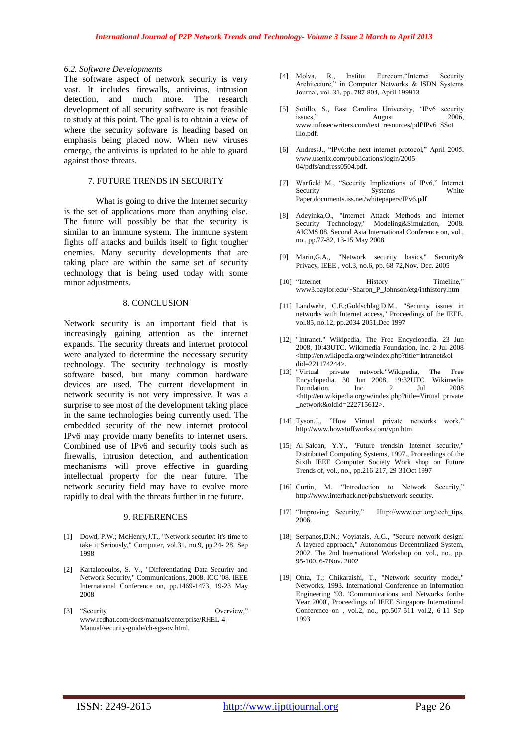### *6.2. Software Developments*

The software aspect of network security is very vast. It includes firewalls, antivirus, intrusion detection, and much more. The research development of all security software is not feasible to study at this point. The goal is to obtain a view of where the security software is heading based on emphasis being placed now. When new viruses emerge, the antivirus is updated to be able to guard against those threats.

## 7. FUTURE TRENDS IN SECURITY

What is going to drive the Internet security is the set of applications more than anything else. The future will possibly be that the security is similar to an immune system. The immune system fights off attacks and builds itself to fight tougher enemies. Many security developments that are taking place are within the same set of security technology that is being used today with some minor adjustments.

## 8. CONCLUSION

Network security is an important field that is increasingly gaining attention as the internet expands. The security threats and internet protocol were analyzed to determine the necessary security technology. The security technology is mostly software based, but many common hardware devices are used. The current development in network security is not very impressive. It was a surprise to see most of the development taking place in the same technologies being currently used. The embedded security of the new internet protocol IPv6 may provide many benefits to internet users. Combined use of IPv6 and security tools such as firewalls, intrusion detection, and authentication mechanisms will prove effective in guarding intellectual property for the near future. The network security field may have to evolve more rapidly to deal with the threats further in the future.

## 9. REFERENCES

[1] Dowd, P.W.; McHenry,J.T., "Network security: it's time to take it Seriously," Computer, vol.31, no.9, pp.24- 28, Sep 1998

[2] Kartalopoulos, S. V., "Differentiating Data Security and Network Security," Communications, 2008. ICC '08. IEEE International Conference on, pp.1469-1473, 19-23 May 2008

[3] "Security Overview," www.redhat.com/docs/manuals/enterprise/RHEL-4-Manual/security-guide/ch-sgs-ov.html.

[4] Molva, R., Institut Eurecom,"Internet Security Architecture," in Computer Networks & ISDN Systems Journal, vol. 31, pp. 787-804, April 199913

[5] Sotillo, S., East Carolina University, "IPv6 security issues," August 2006, www.infosecwriters.com/text_resources/pdf/IPv6_SSotillo.pdf.

[6] AndressJ., "IPv6:the next internet protocol," April 2005, www.usenix.com/publications/login/2005-04/pdfs/andress0504.pdf.

[7] Warfield M., "Security Implications of IPv6," Internet Security Systems White Paper,documents.iss.net/whitepapers/IPv6.pdf

[8] Adeyinka,O., "Internet Attack Methods and Internet Security Technology," Modeling&Simulation, 2008. AICMS 08. Second Asia International Conference on, vol., no., pp.77-82, 13-15 May 2008

[9] Marin,G.A., "Network security basics," Security& Privacy, IEEE , vol.3, no.6, pp. 68-72,Nov.-Dec. 2005

[10] "Internet History Timeline," www3.baylor.edu/~Sharon_P_Johnson/etg/inthistory.htm

[11] Landwehr, C.E.;Goldschlag,D.M., "Security issues in networks with Internet access," Proceedings of the IEEE, vol.85, no.12, pp.2034-2051,Dec 1997

[12] "Intranet." Wikipedia, The Free Encyclopedia. 23 Jun 2008, 10:43UTC. Wikimedia Foundation, Inc. 2 Jul 2008 <http://en.wikipedia.org/w/index.php?title=Intranet&oldid=221174244>.

[13] "Virtual private network."Wikipedia, The Free Encyclopedia. 30 Jun 2008, 19:32UTC. Wikimedia Foundation, Inc. 2 Jul 2008 <http://en.wikipedia.org/w/index.php?title=Virtual_private_network&oldid=222715612>.

[14] Tyson,J., "How Virtual private networks work," http://www.howstuffworks.com/vpn.htm.

[15] Al-Salqan, Y.Y., "Future trendsin Internet security," Distributed Computing Systems, 1997., Proceedings of the Sixth IEEE Computer Society Work shop on Future Trends of, vol., no., pp.216-217, 29-31Oct 1997

[16] Curtin, M. "Introduction to Network Security," http://www.interhack.net/pubs/network-security.

[17] "Improving Security," Http://www.cert.org/tech_tips, 2006.

[18] Serpanos,D.N.; Voyiatzis, A.G., "Secure network design: A layered approach," Autonomous Decentralized System, 2002. The 2nd International Workshop on, vol., no., pp. 95-100, 6-7Nov. 2002

[19] Ohta, T.; Chikaraishi, T., "Network security model," Networks, 1993. International Conference on Information Engineering '93. 'Communications and Networks forthe Year 2000', Proceedings of IEEE Singapore International Conference on , vol.2, no., pp.507-511 vol.2, 6-11 Sep 1993